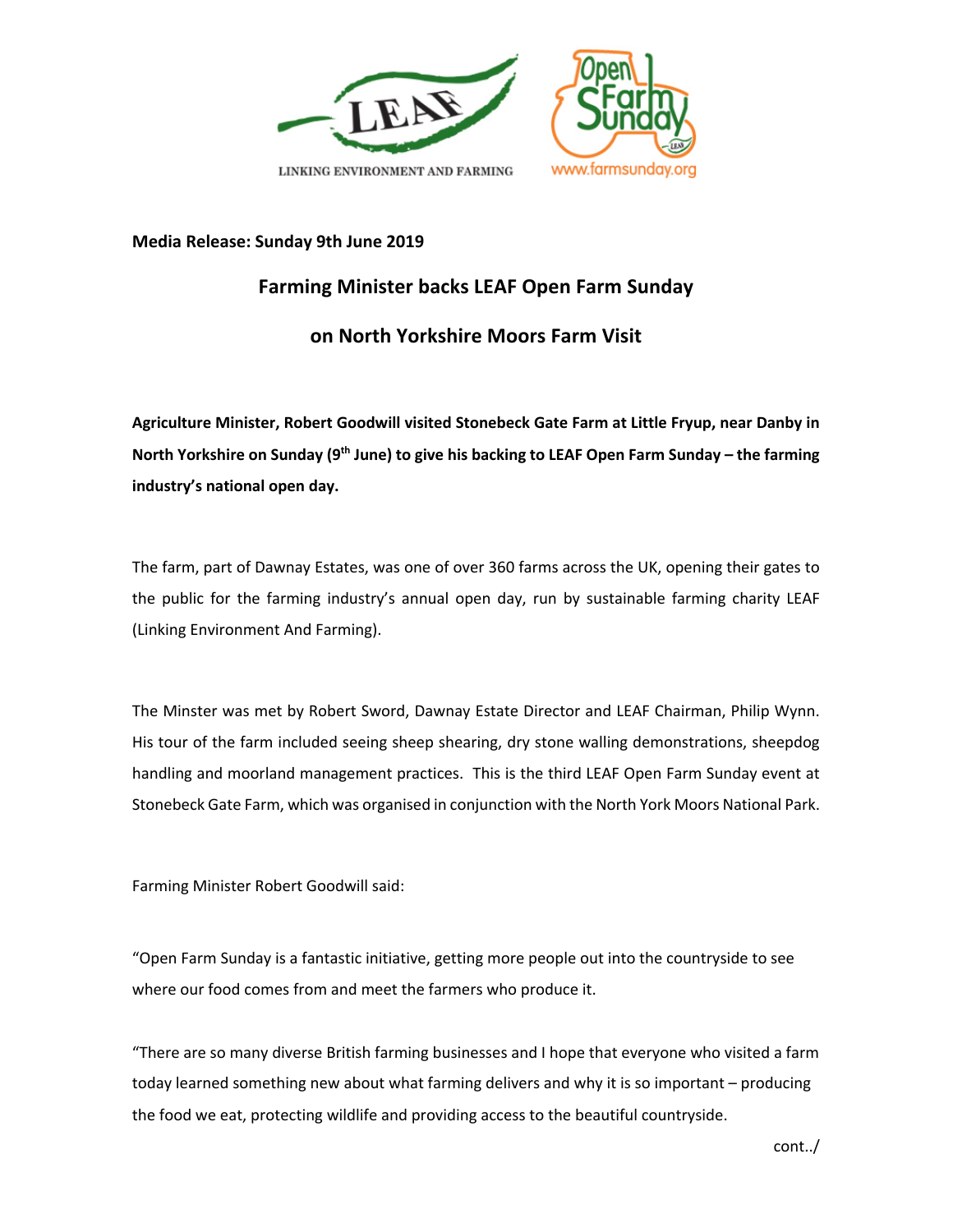LINKING ENVIRONMENT AND FARMING

www.farmsunday.org

**Media Release: Sunday 9th June 2019**

## Farming Minister backs LEAF Open Farm Sunday

## on North Yorkshire Moors Farm Visit

**Agriculture Minister, Robert Goodwill visited Stonebeck Gate Farm at Little Fryup, near Danby in North Yorkshire on Sunday (9th June) to give his backing to LEAF Open Farm Sunday – the farming industry's national open day.**

The farm, part of Dawnay Estates, was one of over 360 farms across the UK, opening their gates to the public for the farming industry's annual open day, run by sustainable farming charity LEAF (Linking Environment And Farming).

The Minster was met by Robert Sword, Dawnay Estate Director and LEAF Chairman, Philip Wynn. His tour of the farm included seeing sheep shearing, dry stone walling demonstrations, sheepdog handling and moorland management practices. This is the third LEAF Open Farm Sunday event at Stonebeck Gate Farm, which was organised in conjunction with the North York Moors National Park.

Farming Minister Robert Goodwill said:

"Open Farm Sunday is a fantastic initiative, getting more people out into the countryside to see where our food comes from and meet the farmers who produce it.

"There are so many diverse British farming businesses and I hope that everyone who visited a farm today learned something new about what farming delivers and why it is so important – producing the food we eat, protecting wildlife and providing access to the beautiful countryside.

cont../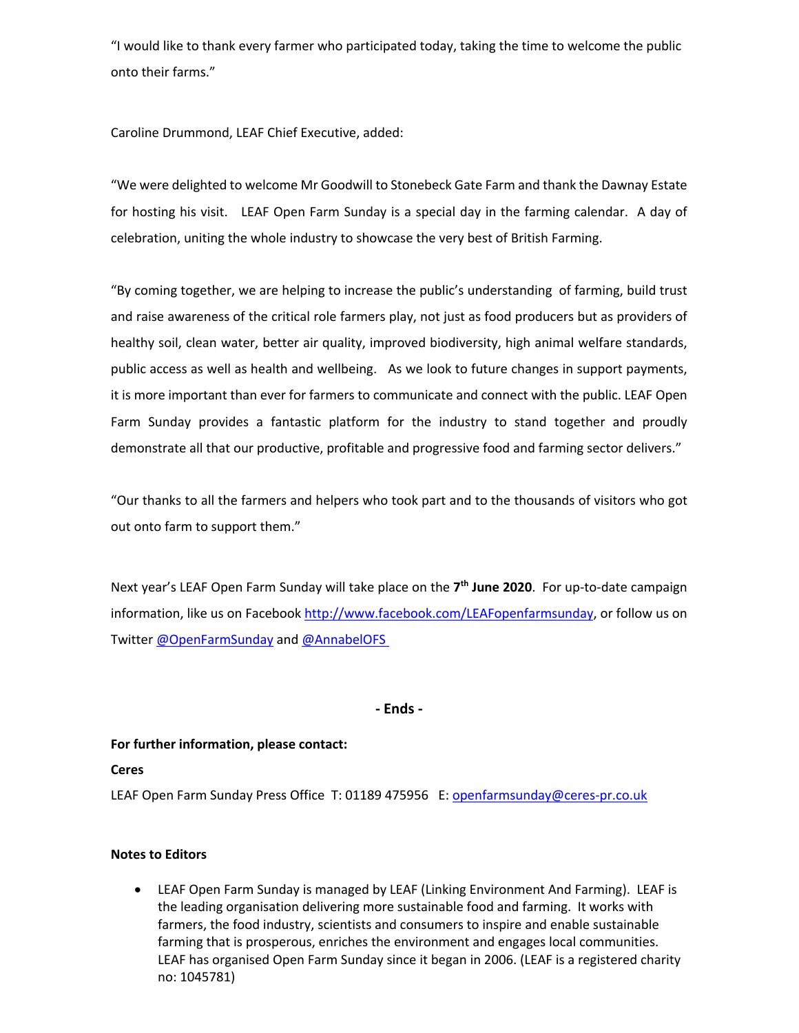"I would like to thank every farmer who participated today, taking the time to welcome the public onto their farms."

Caroline Drummond, LEAF Chief Executive, added:

"We were delighted to welcome Mr Goodwill to Stonebeck Gate Farm and thank the Dawnay Estate for hosting his visit. LEAF Open Farm Sunday is a special day in the farming calendar. A day of celebration, uniting the whole industry to showcase the very best of British Farming.

"By coming together, we are helping to increase the public's understanding of farming, build trust and raise awareness of the critical role farmers play, not just as food producers but as providers of healthy soil, clean water, better air quality, improved biodiversity, high animal welfare standards, public access as well as health and wellbeing. As we look to future changes in support payments, it is more important than ever for farmers to communicate and connect with the public. LEAF Open Farm Sunday provides a fantastic platform for the industry to stand together and proudly demonstrate all that our productive, profitable and progressive food and farming sector delivers."

"Our thanks to all the farmers and helpers who took part and to the thousands of visitors who got out onto farm to support them."

Next year's LEAF Open Farm Sunday will take place on the **7th June 2020**. For up-to-date campaign information, like us on Facebook http://www.facebook.com/LEAFopenfarmsunday, or follow us on Twitter @OpenFarmSunday and @AnnabelOFS

**- Ends -**

**For further information, please contact:**

**Ceres**

LEAF Open Farm Sunday Press Office T: 01189 475956 E: openfarmsunday@ceres-pr.co.uk

**Notes to Editors**

- LEAF Open Farm Sunday is managed by LEAF (Linking Environment And Farming). LEAF is the leading organisation delivering more sustainable food and farming. It works with farmers, the food industry, scientists and consumers to inspire and enable sustainable farming that is prosperous, enriches the environment and engages local communities. LEAF has organised Open Farm Sunday since it began in 2006. (LEAF is a registered charity no: 1045781)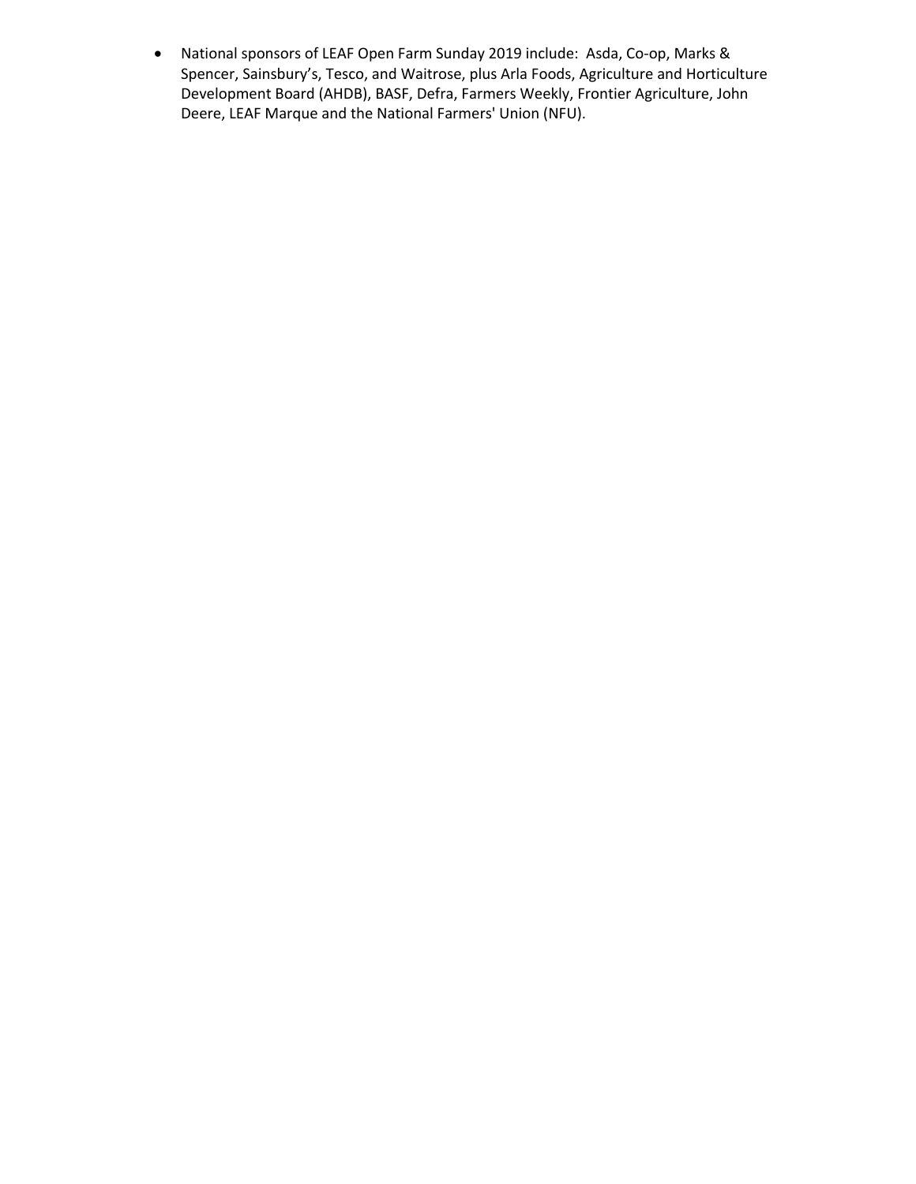- National sponsors of LEAF Open Farm Sunday 2019 include: Asda, Co-op, Marks & Spencer, Sainsbury's, Tesco, and Waitrose, plus Arla Foods, Agriculture and Horticulture Development Board (AHDB), BASF, Defra, Farmers Weekly, Frontier Agriculture, John Deere, LEAF Marque and the National Farmers' Union (NFU).